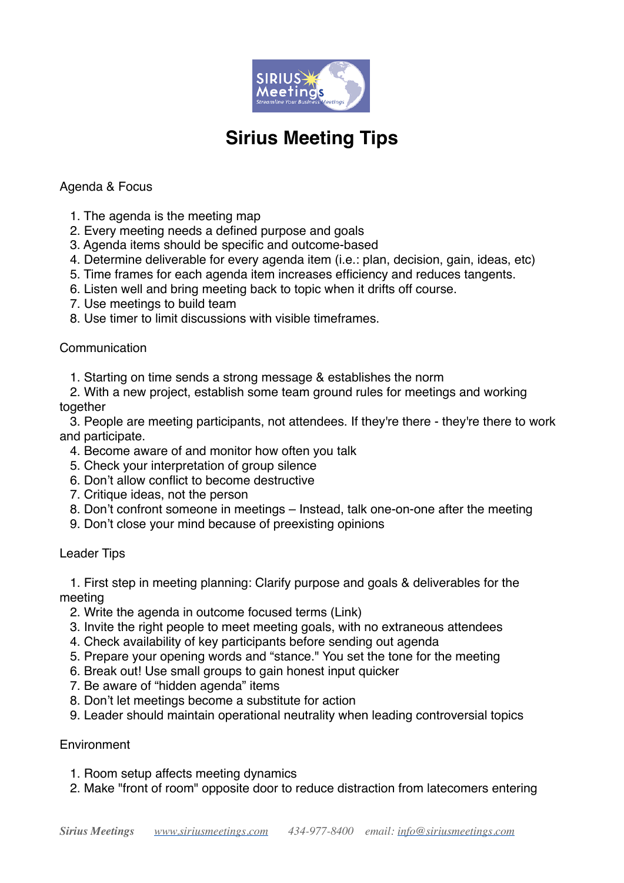# Sirius Meeting Tips

## Agenda & Focus

1. The agenda is the meeting map
2. Every meeting needs a defined purpose and goals
3. Agenda items should be specific and outcome-based
4. Determine deliverable for every agenda item (i.e.: plan, decision, gain, ideas, etc)
5. Time frames for each agenda item increases efficiency and reduces tangents.
6. Listen well and bring meeting back to topic when it drifts off course.
7. Use meetings to build team
8. Use timer to limit discussions with visible timeframes.

## Communication

1. Starting on time sends a strong message & establishes the norm
2. With a new project, establish some team ground rules for meetings and working together
3. People are meeting participants, not attendees. If they're there - they're there to work and participate.
4. Become aware of and monitor how often you talk
5. Check your interpretation of group silence
6. Don't allow conflict to become destructive
7. Critique ideas, not the person
8. Don't confront someone in meetings – Instead, talk one-on-one after the meeting
9. Don't close your mind because of preexisting opinions

## Leader Tips

1. First step in meeting planning: Clarify purpose and goals & deliverables for the meeting
2. Write the agenda in outcome focused terms (Link)
3. Invite the right people to meet meeting goals, with no extraneous attendees
4. Check availability of key participants before sending out agenda
5. Prepare your opening words and "stance." You set the tone for the meeting
6. Break out! Use small groups to gain honest input quicker
7. Be aware of "hidden agenda" items
8. Don't let meetings become a substitute for action
9. Leader should maintain operational neutrality when leading controversial topics

## Environment

1. Room setup affects meeting dynamics
2. Make "front of room" opposite door to reduce distraction from latecomers entering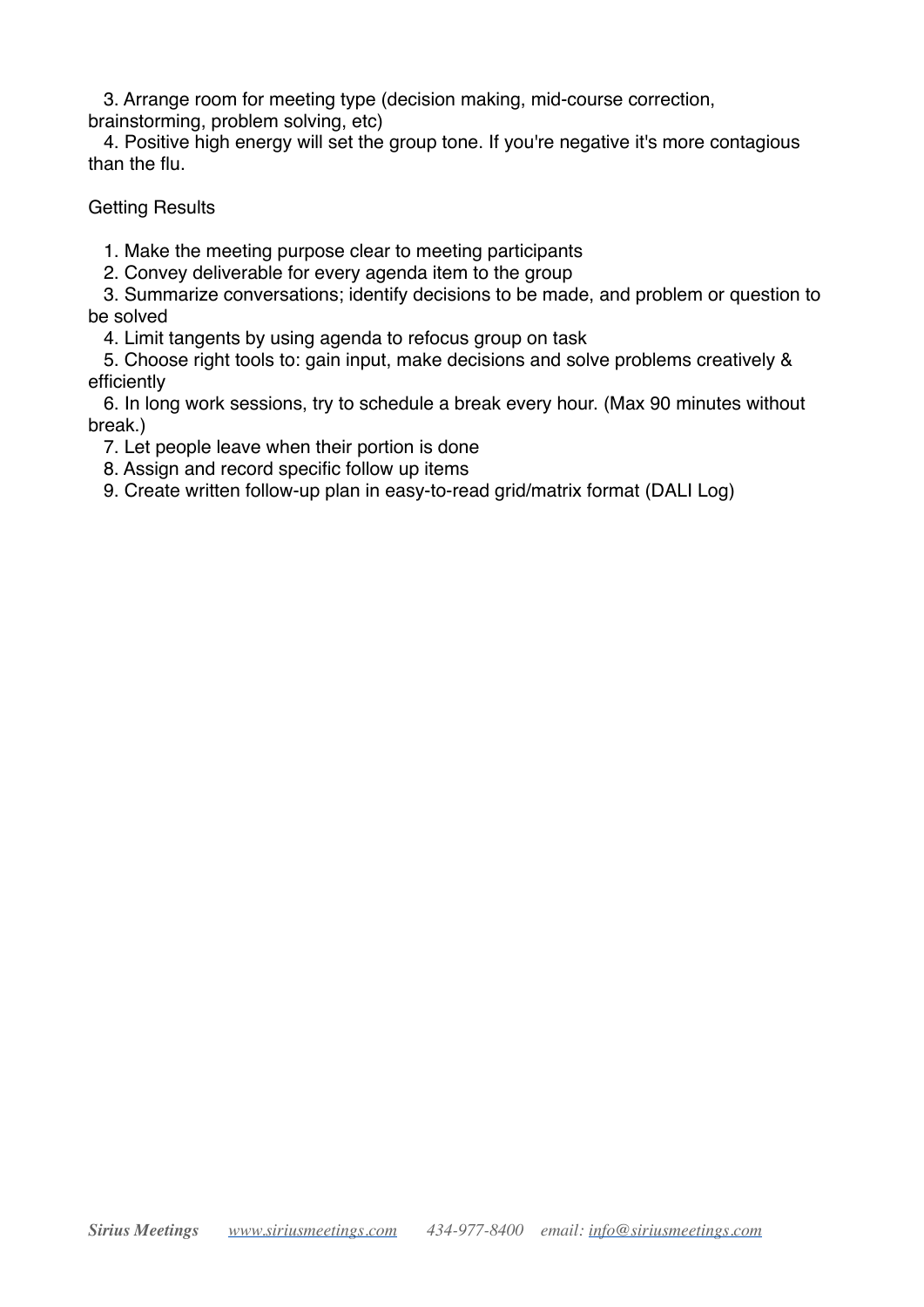3. Arrange room for meeting type (decision making, mid-course correction, brainstorming, problem solving, etc)
4. Positive high energy will set the group tone. If you're negative it's more contagious than the flu.

Getting Results

1. Make the meeting purpose clear to meeting participants
2. Convey deliverable for every agenda item to the group
3. Summarize conversations; identify decisions to be made, and problem or question to be solved
4. Limit tangents by using agenda to refocus group on task
5. Choose right tools to: gain input, make decisions and solve problems creatively & efficiently
6. In long work sessions, try to schedule a break every hour. (Max 90 minutes without break.)
7. Let people leave when their portion is done
8. Assign and record specific follow up items
9. Create written follow-up plan in easy-to-read grid/matrix format (DALI Log)